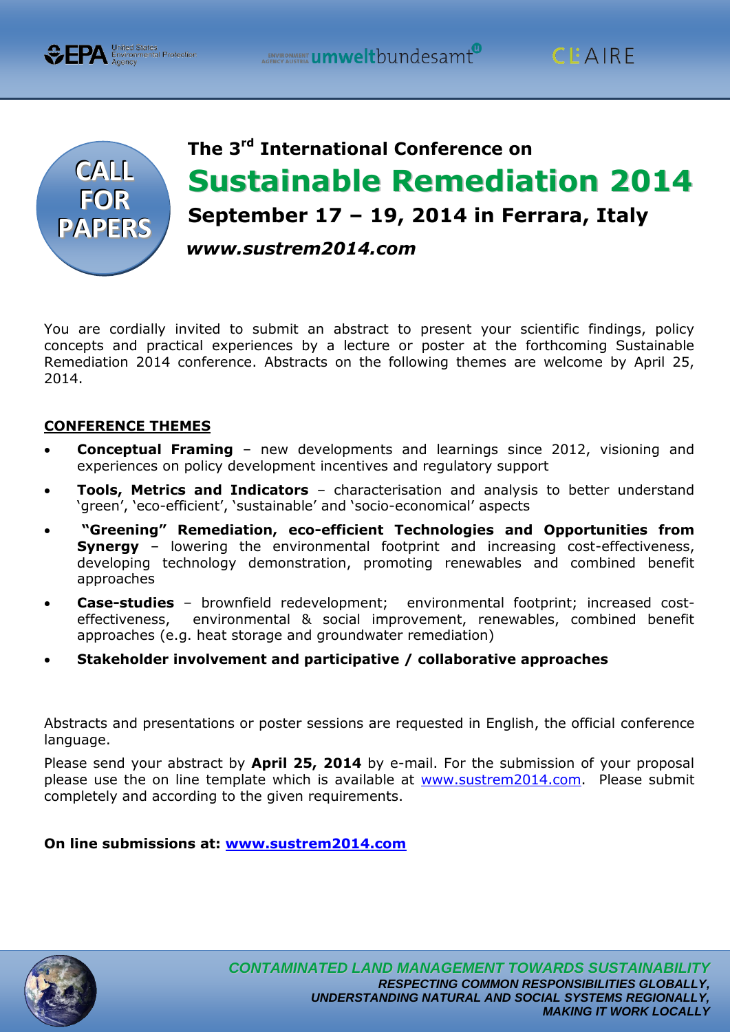EPA United States Environmental Protection Agency | umweltbundesamt | CL:AIRE

CALL FOR PAPERS

# The 3rd International Conference on Sustainable Remediation 2014

## September 17 – 19, 2014 in Ferrara, Italy

***www.sustrem2014.com***

You are cordially invited to submit an abstract to present your scientific findings, policy concepts and practical experiences by a lecture or poster at the forthcoming Sustainable Remediation 2014 conference. Abstracts on the following themes are welcome by April 25, 2014.

**CONFERENCE THEMES**

- **Conceptual Framing** – new developments and learnings since 2012, visioning and experiences on policy development incentives and regulatory support
- **Tools, Metrics and Indicators** – characterisation and analysis to better understand 'green', 'eco-efficient', 'sustainable' and 'socio-economical' aspects
- **"Greening" Remediation, eco-efficient Technologies and Opportunities from Synergy** – lowering the environmental footprint and increasing cost-effectiveness, developing technology demonstration, promoting renewables and combined benefit approaches
- **Case-studies** – brownfield redevelopment; environmental footprint; increased cost-effectiveness, environmental & social improvement, renewables, combined benefit approaches (e.g. heat storage and groundwater remediation)
- **Stakeholder involvement and participative / collaborative approaches**

Abstracts and presentations or poster sessions are requested in English, the official conference language.

Please send your abstract by **April 25, 2014** by e-mail. For the submission of your proposal please use the on line template which is available at www.sustrem2014.com. Please submit completely and according to the given requirements.

**On line submissions at: www.sustrem2014.com**

*CONTAMINATED LAND MANAGEMENT TOWARDS SUSTAINABILITY*
*RESPECTING COMMON RESPONSIBILITIES GLOBALLY,*
*UNDERSTANDING NATURAL AND SOCIAL SYSTEMS REGIONALLY,*
*MAKING IT WORK LOCALLY*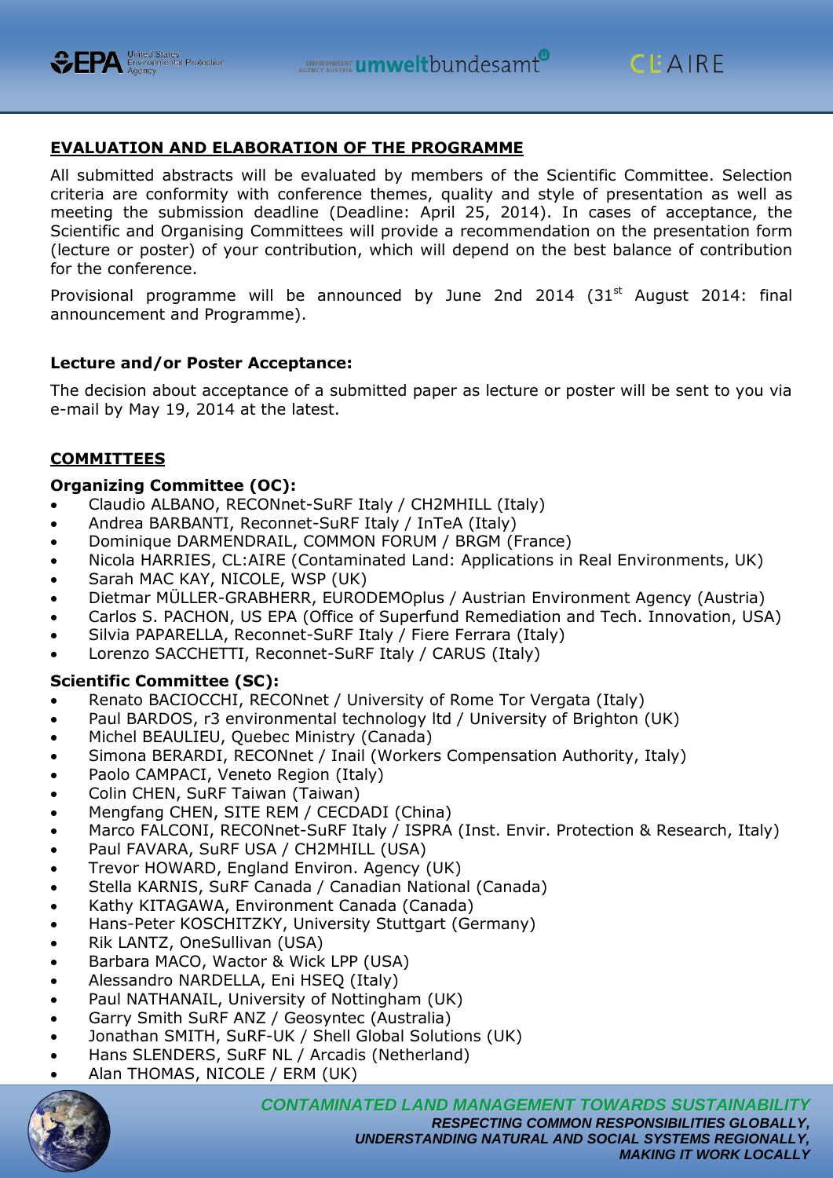## EVALUATION AND ELABORATION OF THE PROGRAMME

All submitted abstracts will be evaluated by members of the Scientific Committee. Selection criteria are conformity with conference themes, quality and style of presentation as well as meeting the submission deadline (Deadline: April 25, 2014). In cases of acceptance, the Scientific and Organising Committees will provide a recommendation on the presentation form (lecture or poster) of your contribution, which will depend on the best balance of contribution for the conference.

Provisional programme will be announced by June 2nd 2014 (31st August 2014: final announcement and Programme).

### Lecture and/or Poster Acceptance:

The decision about acceptance of a submitted paper as lecture or poster will be sent to you via e-mail by May 19, 2014 at the latest.

## COMMITTEES

### Organizing Committee (OC):

- Claudio ALBANO, RECONnet-SuRF Italy / CH2MHILL (Italy)
- Andrea BARBANTI, Reconnet-SuRF Italy / InTeA (Italy)
- Dominique DARMENDRAIL, COMMON FORUM / BRGM (France)
- Nicola HARRIES, CL:AIRE (Contaminated Land: Applications in Real Environments, UK)
- Sarah MAC KAY, NICOLE, WSP (UK)
- Dietmar MÜLLER-GRABHERR, EURODEMOplus / Austrian Environment Agency (Austria)
- Carlos S. PACHON, US EPA (Office of Superfund Remediation and Tech. Innovation, USA)
- Silvia PAPARELLA, Reconnet-SuRF Italy / Fiere Ferrara (Italy)
- Lorenzo SACCHETTI, Reconnet-SuRF Italy / CARUS (Italy)

### Scientific Committee (SC):

- Renato BACIOCCHI, RECONnet / University of Rome Tor Vergata (Italy)
- Paul BARDOS, r3 environmental technology ltd / University of Brighton (UK)
- Michel BEAULIEU, Quebec Ministry (Canada)
- Simona BERARDI, RECONnet / Inail (Workers Compensation Authority, Italy)
- Paolo CAMPACI, Veneto Region (Italy)
- Colin CHEN, SuRF Taiwan (Taiwan)
- Mengfang CHEN, SITE REM / CECDADI (China)
- Marco FALCONI, RECONnet-SuRF Italy / ISPRA (Inst. Envir. Protection & Research, Italy)
- Paul FAVARA, SuRF USA / CH2MHILL (USA)
- Trevor HOWARD, England Environ. Agency (UK)
- Stella KARNIS, SuRF Canada / Canadian National (Canada)
- Kathy KITAGAWA, Environment Canada (Canada)
- Hans-Peter KOSCHITZKY, University Stuttgart (Germany)
- Rik LANTZ, OneSullivan (USA)
- Barbara MACO, Wactor & Wick LPP (USA)
- Alessandro NARDELLA, Eni HSEQ (Italy)
- Paul NATHANAIL, University of Nottingham (UK)
- Garry Smith SuRF ANZ / Geosyntec (Australia)
- Jonathan SMITH, SuRF-UK / Shell Global Solutions (UK)
- Hans SLENDERS, SuRF NL / Arcadis (Netherland)
- Alan THOMAS, NICOLE / ERM (UK)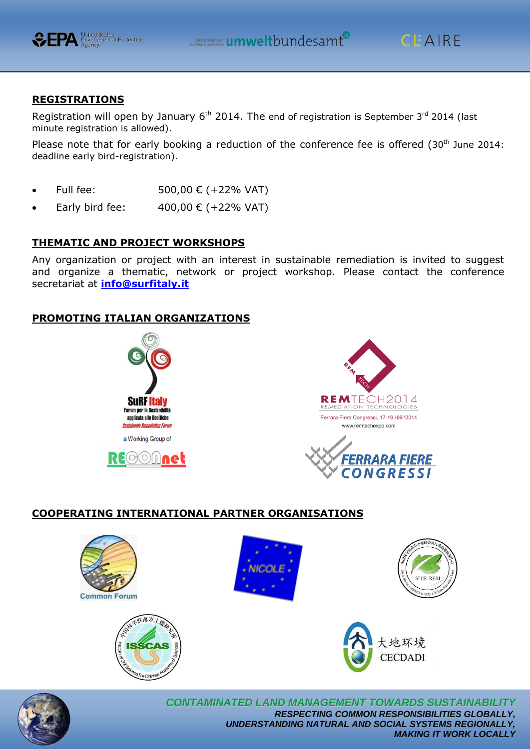## REGISTRATIONS

Registration will open by January 6th 2014. The end of registration is September 3rd 2014 (last minute registration is allowed).

Please note that for early booking a reduction of the conference fee is offered (30th June 2014: deadline early bird-registration).

- Full fee: 500,00 € (+22% VAT)
- Early bird fee: 400,00 € (+22% VAT)

## THEMATIC AND PROJECT WORKSHOPS

Any organization or project with an interest in sustainable remediation is invited to suggest and organize a thematic, network or project workshop. Please contact the conference secretariat at **info@surfitaly.it**

## PROMOTING ITALIAN ORGANIZATIONS

SuRF Italy
Forum per la Sostenibilità applicata alle Bonifiche
Sustainable Remediation Forum

a Working Group of RECONnet

REMTECH2014
REMEDIATION TECHNOLOGIES
Ferrara Fiere Congressi, 17-19 /09/2014
www.remtechexpo.com

FERRARA FIERE CONGRESSI

## COOPERATING INTERNATIONAL PARTNER ORGANISATIONS

Common Forum

NICOLE

SITE-REM

ISSCAS

大地环境
CECDADI

**CONTAMINATED LAND MANAGEMENT TOWARDS SUSTAINABILITY**

**RESPECTING COMMON RESPONSIBILITIES GLOBALLY,**
**UNDERSTANDING NATURAL AND SOCIAL SYSTEMS REGIONALLY,**
**MAKING IT WORK LOCALLY**